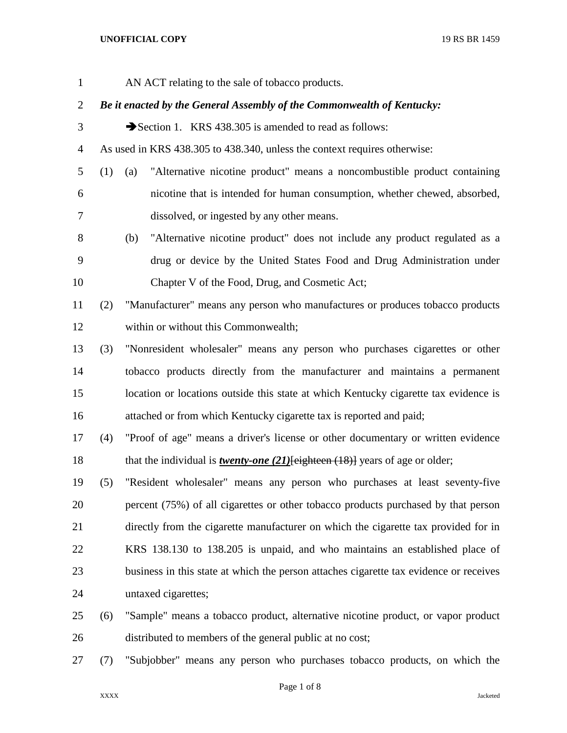AN ACT relating to the sale of tobacco products.

***Be it enacted by the General Assembly of the Commonwealth of Kentucky:***

➔Section 1. KRS 438.305 is amended to read as follows:

As used in KRS 438.305 to 438.340, unless the context requires otherwise:

(1) (a) "Alternative nicotine product" means a noncombustible product containing nicotine that is intended for human consumption, whether chewed, absorbed, dissolved, or ingested by any other means.

(b) "Alternative nicotine product" does not include any product regulated as a drug or device by the United States Food and Drug Administration under Chapter V of the Food, Drug, and Cosmetic Act;

(2) "Manufacturer" means any person who manufactures or produces tobacco products within or without this Commonwealth;

(3) "Nonresident wholesaler" means any person who purchases cigarettes or other tobacco products directly from the manufacturer and maintains a permanent location or locations outside this state at which Kentucky cigarette tax evidence is attached or from which Kentucky cigarette tax is reported and paid;

(4) "Proof of age" means a driver's license or other documentary or written evidence that the individual is ***twenty-one (21)***~~[eighteen (18)]~~ years of age or older;

(5) "Resident wholesaler" means any person who purchases at least seventy-five percent (75%) of all cigarettes or other tobacco products purchased by that person directly from the cigarette manufacturer on which the cigarette tax provided for in KRS 138.130 to 138.205 is unpaid, and who maintains an established place of business in this state at which the person attaches cigarette tax evidence or receives untaxed cigarettes;

(6) "Sample" means a tobacco product, alternative nicotine product, or vapor product distributed to members of the general public at no cost;

(7) "Subjobber" means any person who purchases tobacco products, on which the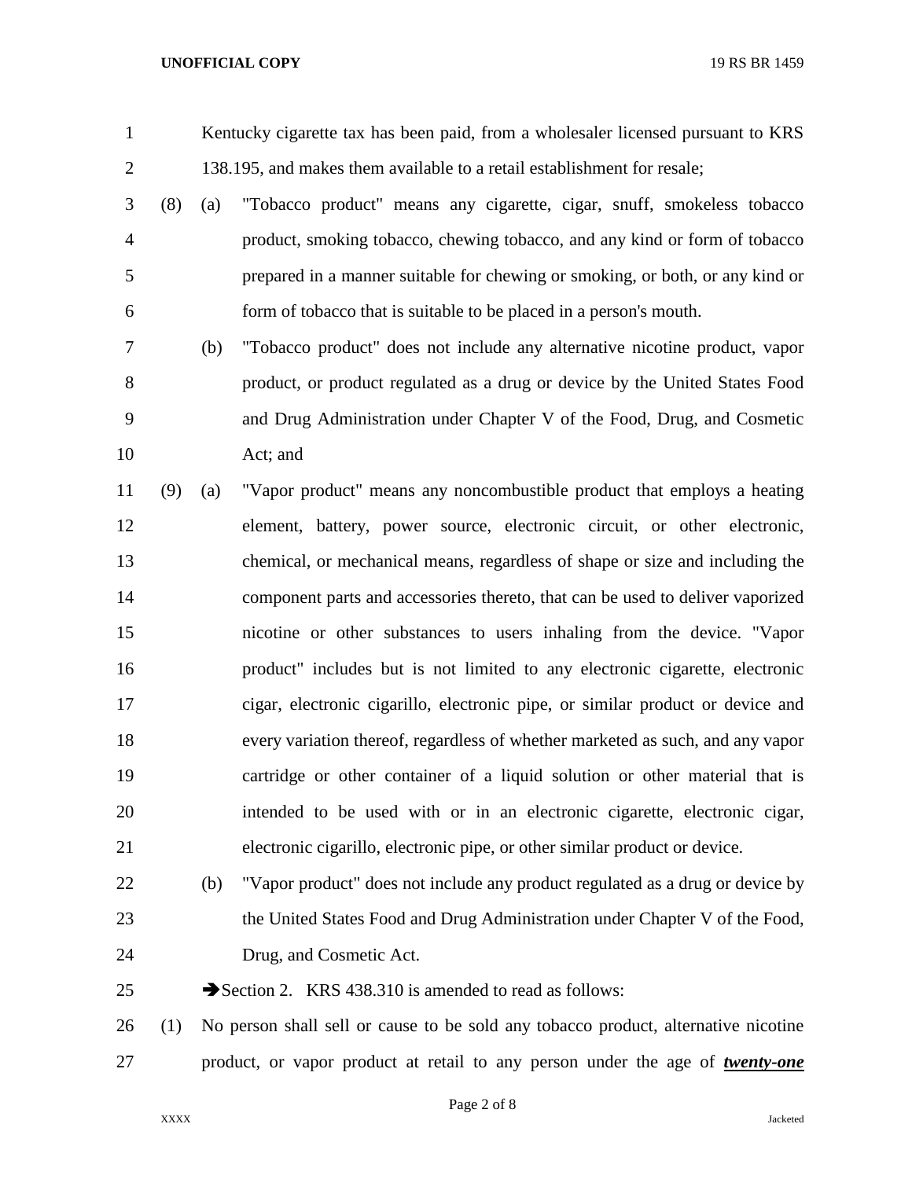Kentucky cigarette tax has been paid, from a wholesaler licensed pursuant to KRS 138.195, and makes them available to a retail establishment for resale;

(8) (a) "Tobacco product" means any cigarette, cigar, snuff, smokeless tobacco product, smoking tobacco, chewing tobacco, and any kind or form of tobacco prepared in a manner suitable for chewing or smoking, or both, or any kind or form of tobacco that is suitable to be placed in a person's mouth.

(b) "Tobacco product" does not include any alternative nicotine product, vapor product, or product regulated as a drug or device by the United States Food and Drug Administration under Chapter V of the Food, Drug, and Cosmetic Act; and

(9) (a) "Vapor product" means any noncombustible product that employs a heating element, battery, power source, electronic circuit, or other electronic, chemical, or mechanical means, regardless of shape or size and including the component parts and accessories thereto, that can be used to deliver vaporized nicotine or other substances to users inhaling from the device. "Vapor product" includes but is not limited to any electronic cigarette, electronic cigar, electronic cigarillo, electronic pipe, or similar product or device and every variation thereof, regardless of whether marketed as such, and any vapor cartridge or other container of a liquid solution or other material that is intended to be used with or in an electronic cigarette, electronic cigar, electronic cigarillo, electronic pipe, or other similar product or device.

(b) "Vapor product" does not include any product regulated as a drug or device by the United States Food and Drug Administration under Chapter V of the Food, Drug, and Cosmetic Act.

➔Section 2. KRS 438.310 is amended to read as follows:

(1) No person shall sell or cause to be sold any tobacco product, alternative nicotine product, or vapor product at retail to any person under the age of ***twenty-one***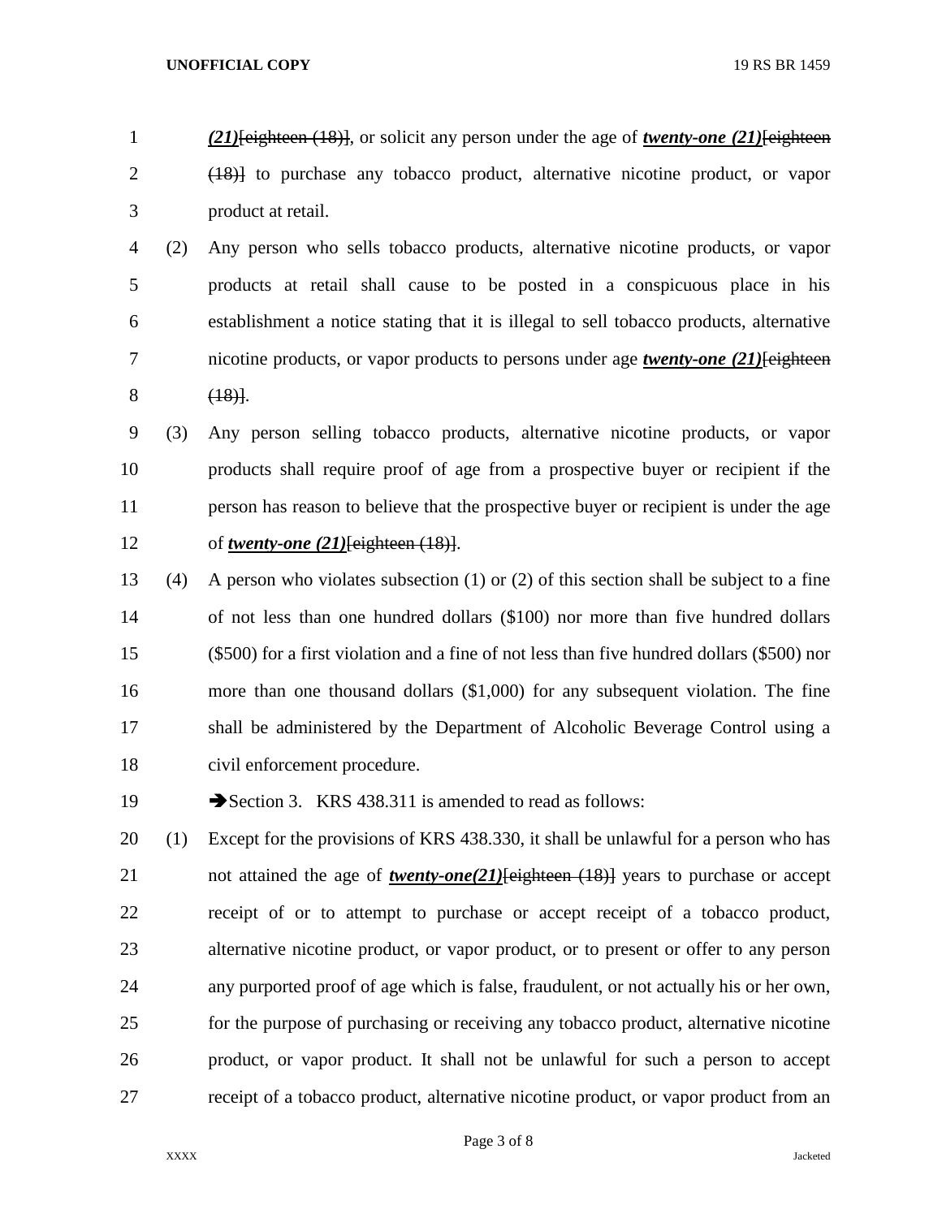***(21)***~~[eighteen (18)]~~, or solicit any person under the age of ***twenty-one (21)***~~[eighteen (18)]~~ to purchase any tobacco product, alternative nicotine product, or vapor product at retail.

(2) Any person who sells tobacco products, alternative nicotine products, or vapor products at retail shall cause to be posted in a conspicuous place in his establishment a notice stating that it is illegal to sell tobacco products, alternative nicotine products, or vapor products to persons under age ***twenty-one (21)***~~[eighteen (18)]~~.

(3) Any person selling tobacco products, alternative nicotine products, or vapor products shall require proof of age from a prospective buyer or recipient if the person has reason to believe that the prospective buyer or recipient is under the age of ***twenty-one (21)***~~[eighteen (18)]~~.

(4) A person who violates subsection (1) or (2) of this section shall be subject to a fine of not less than one hundred dollars ($100) nor more than five hundred dollars ($500) for a first violation and a fine of not less than five hundred dollars ($500) nor more than one thousand dollars ($1,000) for any subsequent violation. The fine shall be administered by the Department of Alcoholic Beverage Control using a civil enforcement procedure.

➔Section 3. KRS 438.311 is amended to read as follows:

(1) Except for the provisions of KRS 438.330, it shall be unlawful for a person who has not attained the age of ***twenty-one(21)***~~[eighteen (18)]~~ years to purchase or accept receipt of or to attempt to purchase or accept receipt of a tobacco product, alternative nicotine product, or vapor product, or to present or offer to any person any purported proof of age which is false, fraudulent, or not actually his or her own, for the purpose of purchasing or receiving any tobacco product, alternative nicotine product, or vapor product. It shall not be unlawful for such a person to accept receipt of a tobacco product, alternative nicotine product, or vapor product from an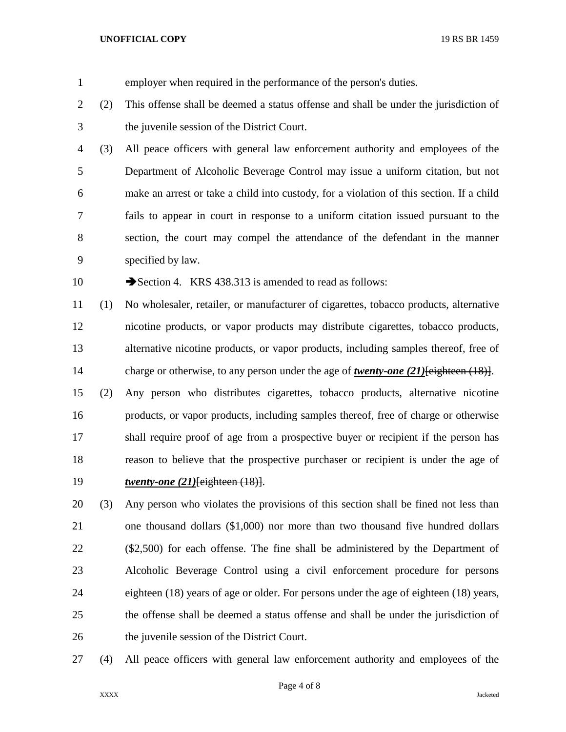employer when required in the performance of the person's duties.

(2) This offense shall be deemed a status offense and shall be under the jurisdiction of the juvenile session of the District Court.

(3) All peace officers with general law enforcement authority and employees of the Department of Alcoholic Beverage Control may issue a uniform citation, but not make an arrest or take a child into custody, for a violation of this section. If a child fails to appear in court in response to a uniform citation issued pursuant to the section, the court may compel the attendance of the defendant in the manner specified by law.

➔Section 4. KRS 438.313 is amended to read as follows:

(1) No wholesaler, retailer, or manufacturer of cigarettes, tobacco products, alternative nicotine products, or vapor products may distribute cigarettes, tobacco products, alternative nicotine products, or vapor products, including samples thereof, free of charge or otherwise, to any person under the age of ***twenty-one (21)***~~[eighteen (18)]~~.

(2) Any person who distributes cigarettes, tobacco products, alternative nicotine products, or vapor products, including samples thereof, free of charge or otherwise shall require proof of age from a prospective buyer or recipient if the person has reason to believe that the prospective purchaser or recipient is under the age of ***twenty-one (21)***~~[eighteen (18)]~~.

(3) Any person who violates the provisions of this section shall be fined not less than one thousand dollars ($1,000) nor more than two thousand five hundred dollars ($2,500) for each offense. The fine shall be administered by the Department of Alcoholic Beverage Control using a civil enforcement procedure for persons eighteen (18) years of age or older. For persons under the age of eighteen (18) years, the offense shall be deemed a status offense and shall be under the jurisdiction of the juvenile session of the District Court.

(4) All peace officers with general law enforcement authority and employees of the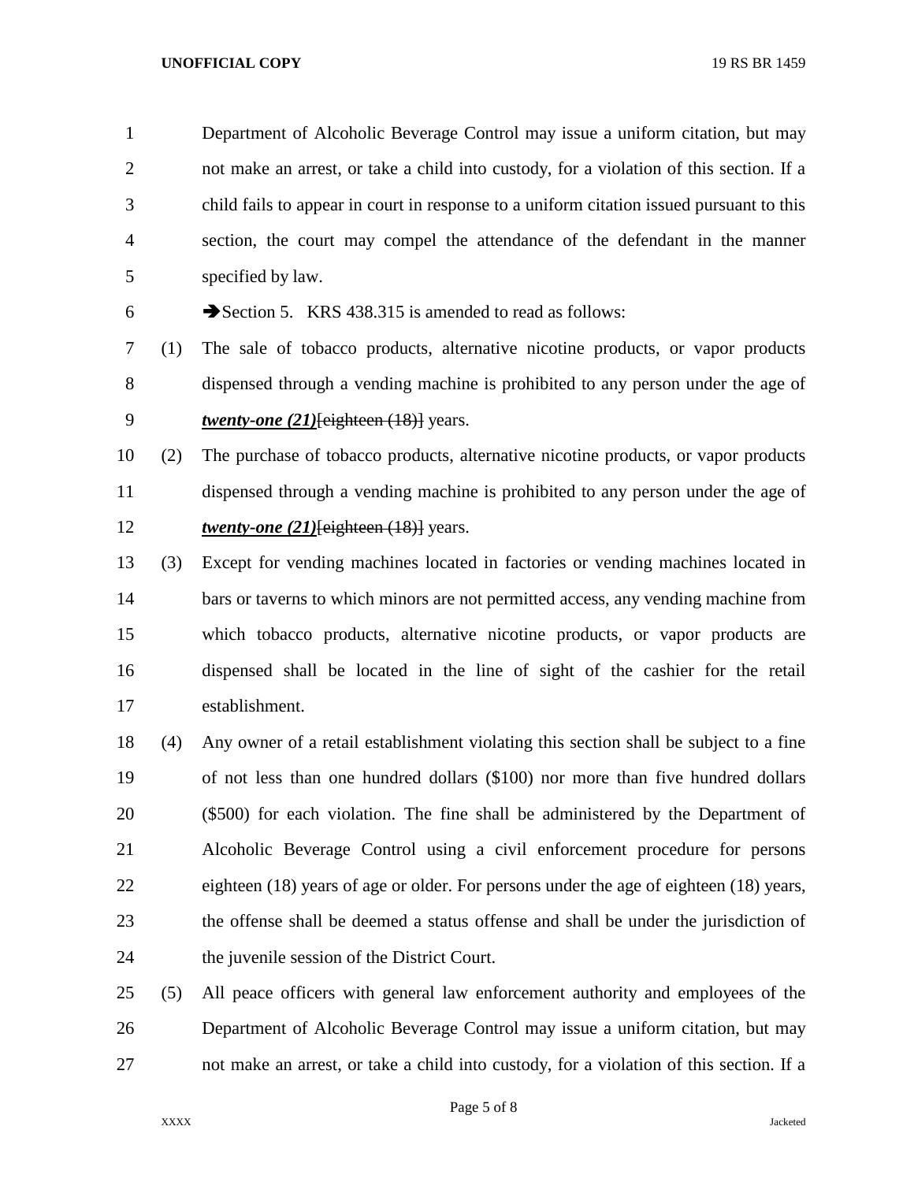Department of Alcoholic Beverage Control may issue a uniform citation, but may not make an arrest, or take a child into custody, for a violation of this section. If a child fails to appear in court in response to a uniform citation issued pursuant to this section, the court may compel the attendance of the defendant in the manner specified by law.

➔Section 5. KRS 438.315 is amended to read as follows:

(1) The sale of tobacco products, alternative nicotine products, or vapor products dispensed through a vending machine is prohibited to any person under the age of ***twenty-one (21)***~~[eighteen (18)]~~ years.

(2) The purchase of tobacco products, alternative nicotine products, or vapor products dispensed through a vending machine is prohibited to any person under the age of ***twenty-one (21)***~~[eighteen (18)]~~ years.

(3) Except for vending machines located in factories or vending machines located in bars or taverns to which minors are not permitted access, any vending machine from which tobacco products, alternative nicotine products, or vapor products are dispensed shall be located in the line of sight of the cashier for the retail establishment.

(4) Any owner of a retail establishment violating this section shall be subject to a fine of not less than one hundred dollars ($100) nor more than five hundred dollars ($500) for each violation. The fine shall be administered by the Department of Alcoholic Beverage Control using a civil enforcement procedure for persons eighteen (18) years of age or older. For persons under the age of eighteen (18) years, the offense shall be deemed a status offense and shall be under the jurisdiction of the juvenile session of the District Court.

(5) All peace officers with general law enforcement authority and employees of the Department of Alcoholic Beverage Control may issue a uniform citation, but may not make an arrest, or take a child into custody, for a violation of this section. If a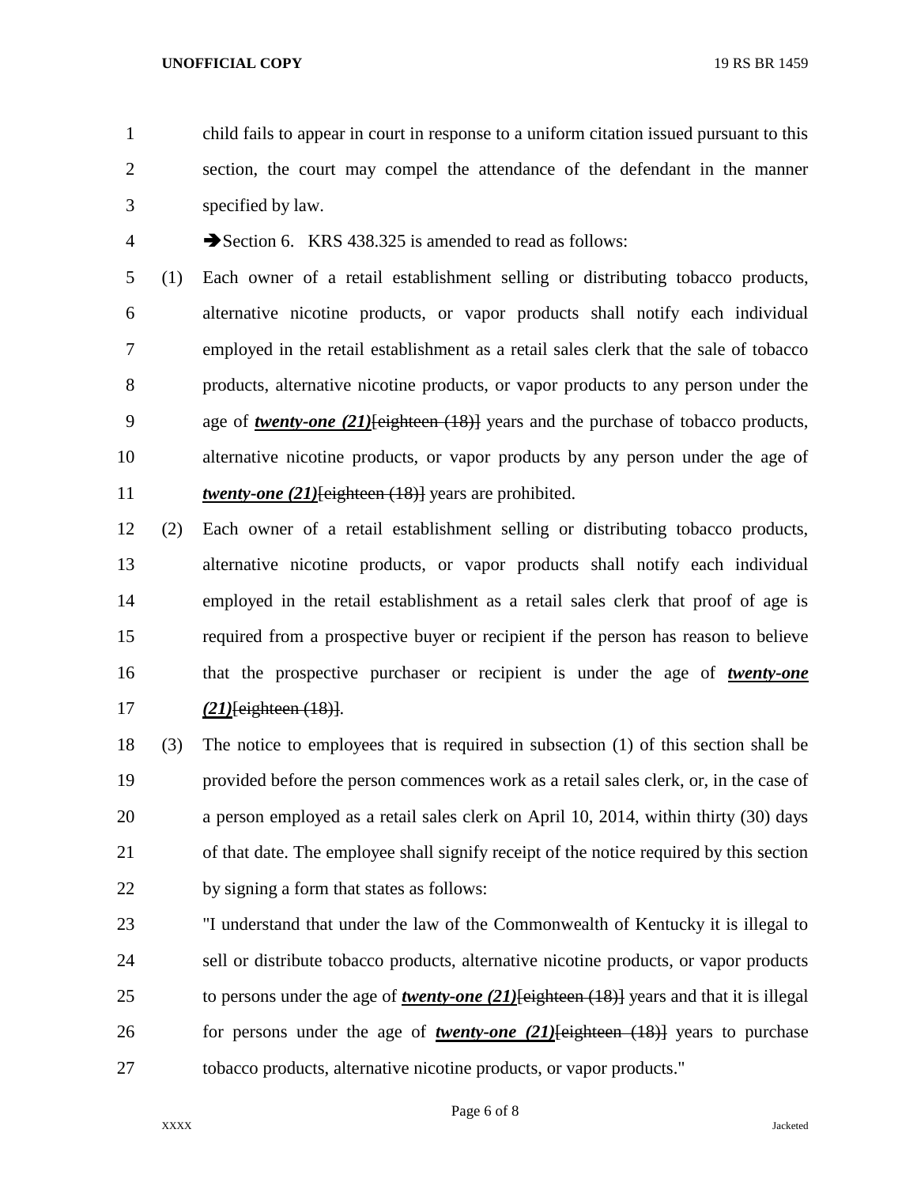child fails to appear in court in response to a uniform citation issued pursuant to this section, the court may compel the attendance of the defendant in the manner specified by law.

➔Section 6. KRS 438.325 is amended to read as follows:

(1) Each owner of a retail establishment selling or distributing tobacco products, alternative nicotine products, or vapor products shall notify each individual employed in the retail establishment as a retail sales clerk that the sale of tobacco products, alternative nicotine products, or vapor products to any person under the age of ***twenty-one (21)***~~[eighteen (18)]~~ years and the purchase of tobacco products, alternative nicotine products, or vapor products by any person under the age of ***twenty-one (21)***~~[eighteen (18)]~~ years are prohibited.

(2) Each owner of a retail establishment selling or distributing tobacco products, alternative nicotine products, or vapor products shall notify each individual employed in the retail establishment as a retail sales clerk that proof of age is required from a prospective buyer or recipient if the person has reason to believe that the prospective purchaser or recipient is under the age of ***twenty-one (21)***~~[eighteen (18)]~~.

(3) The notice to employees that is required in subsection (1) of this section shall be provided before the person commences work as a retail sales clerk, or, in the case of a person employed as a retail sales clerk on April 10, 2014, within thirty (30) days of that date. The employee shall signify receipt of the notice required by this section by signing a form that states as follows:

"I understand that under the law of the Commonwealth of Kentucky it is illegal to sell or distribute tobacco products, alternative nicotine products, or vapor products to persons under the age of ***twenty-one (21)***~~[eighteen (18)]~~ years and that it is illegal for persons under the age of ***twenty-one (21)***~~[eighteen (18)]~~ years to purchase tobacco products, alternative nicotine products, or vapor products."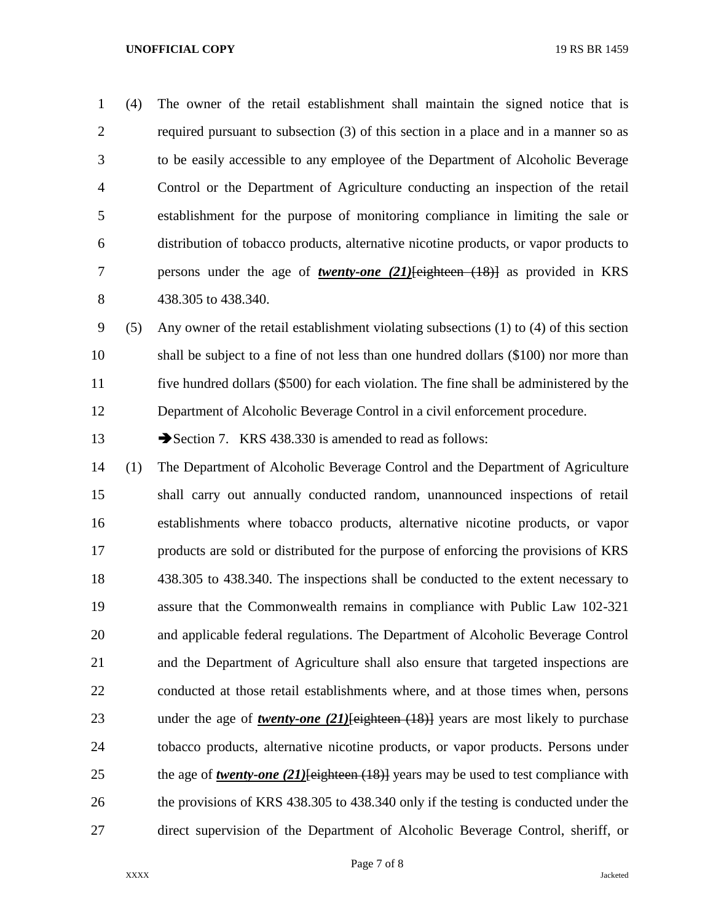(4) The owner of the retail establishment shall maintain the signed notice that is required pursuant to subsection (3) of this section in a place and in a manner so as to be easily accessible to any employee of the Department of Alcoholic Beverage Control or the Department of Agriculture conducting an inspection of the retail establishment for the purpose of monitoring compliance in limiting the sale or distribution of tobacco products, alternative nicotine products, or vapor products to persons under the age of ***twenty-one (21)***~~[eighteen (18)]~~ as provided in KRS 438.305 to 438.340.

(5) Any owner of the retail establishment violating subsections (1) to (4) of this section shall be subject to a fine of not less than one hundred dollars ($100) nor more than five hundred dollars ($500) for each violation. The fine shall be administered by the Department of Alcoholic Beverage Control in a civil enforcement procedure.

➔Section 7. KRS 438.330 is amended to read as follows:

(1) The Department of Alcoholic Beverage Control and the Department of Agriculture shall carry out annually conducted random, unannounced inspections of retail establishments where tobacco products, alternative nicotine products, or vapor products are sold or distributed for the purpose of enforcing the provisions of KRS 438.305 to 438.340. The inspections shall be conducted to the extent necessary to assure that the Commonwealth remains in compliance with Public Law 102-321 and applicable federal regulations. The Department of Alcoholic Beverage Control and the Department of Agriculture shall also ensure that targeted inspections are conducted at those retail establishments where, and at those times when, persons under the age of ***twenty-one (21)***~~[eighteen (18)]~~ years are most likely to purchase tobacco products, alternative nicotine products, or vapor products. Persons under the age of ***twenty-one (21)***~~[eighteen (18)]~~ years may be used to test compliance with the provisions of KRS 438.305 to 438.340 only if the testing is conducted under the direct supervision of the Department of Alcoholic Beverage Control, sheriff, or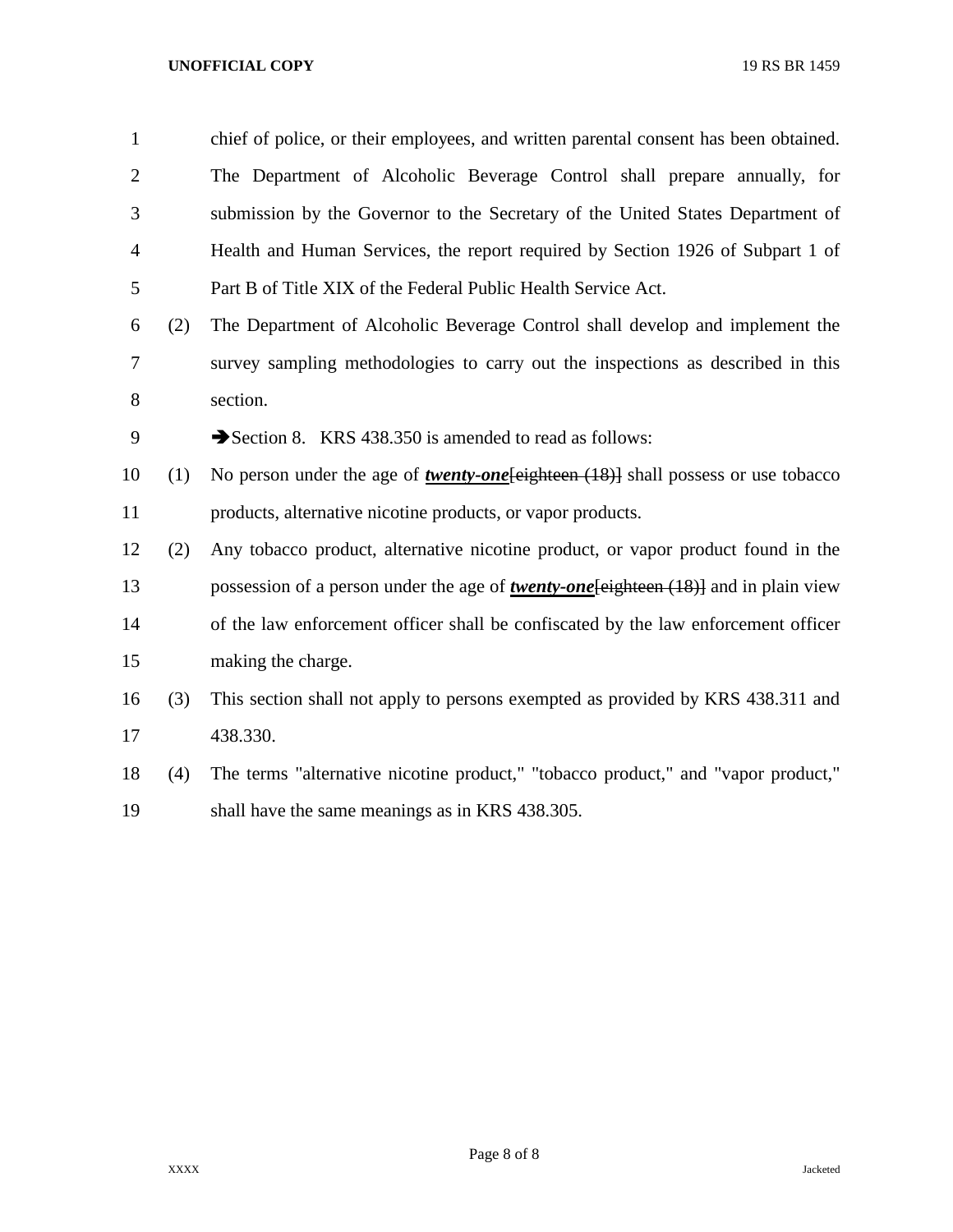chief of police, or their employees, and written parental consent has been obtained. The Department of Alcoholic Beverage Control shall prepare annually, for submission by the Governor to the Secretary of the United States Department of Health and Human Services, the report required by Section 1926 of Subpart 1 of Part B of Title XIX of the Federal Public Health Service Act.

(2) The Department of Alcoholic Beverage Control shall develop and implement the survey sampling methodologies to carry out the inspections as described in this section.

➔Section 8. KRS 438.350 is amended to read as follows:

(1) No person under the age of ***twenty-one***~~[eighteen (18)]~~ shall possess or use tobacco products, alternative nicotine products, or vapor products.

(2) Any tobacco product, alternative nicotine product, or vapor product found in the possession of a person under the age of ***twenty-one***~~[eighteen (18)]~~ and in plain view of the law enforcement officer shall be confiscated by the law enforcement officer making the charge.

(3) This section shall not apply to persons exempted as provided by KRS 438.311 and 438.330.

(4) The terms "alternative nicotine product," "tobacco product," and "vapor product," shall have the same meanings as in KRS 438.305.